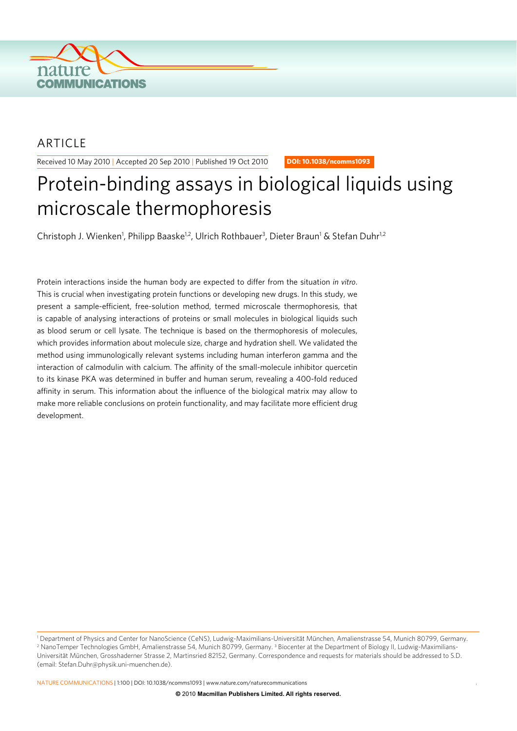ARTICLE

Received 10 May 2010 | Accepted 20 Sep 2010 | Published 19 Oct 2010

DOI: 10.1038/ncomms1093

# Protein-binding assays in biological liquids using microscale thermophoresis

Christoph J. Wienken[1], Philipp Baaske[1,2], Ulrich Rothbauer[3], Dieter Braun[1] & Stefan Duhr[1,2]

Protein interactions inside the human body are expected to differ from the situation *in vitro*. This is crucial when investigating protein functions or developing new drugs. In this study, we present a sample-efficient, free-solution method, termed microscale thermophoresis, that is capable of analysing interactions of proteins or small molecules in biological liquids such as blood serum or cell lysate. The technique is based on the thermophoresis of molecules, which provides information about molecule size, charge and hydration shell. We validated the method using immunologically relevant systems including human interferon gamma and the interaction of calmodulin with calcium. The affinity of the small-molecule inhibitor quercetin to its kinase PKA was determined in buffer and human serum, revealing a 400-fold reduced affinity in serum. This information about the influence of the biological matrix may allow to make more reliable conclusions on protein functionality, and may facilitate more efficient drug development.

[1] Department of Physics and Center for NanoScience (CeNS), Ludwig-Maximilians-Universität München, Amalienstrasse 54, Munich 80799, Germany. [2] NanoTemper Technologies GmbH, Amalienstrasse 54, Munich 80799, Germany. [3] Biocenter at the Department of Biology II, Ludwig-Maximilians-Universität München, Grosshaderner Strasse 2, Martinsried 82152, Germany. Correspondence and requests for materials should be addressed to S.D. (email: Stefan.Duhr@physik.uni-muenchen.de).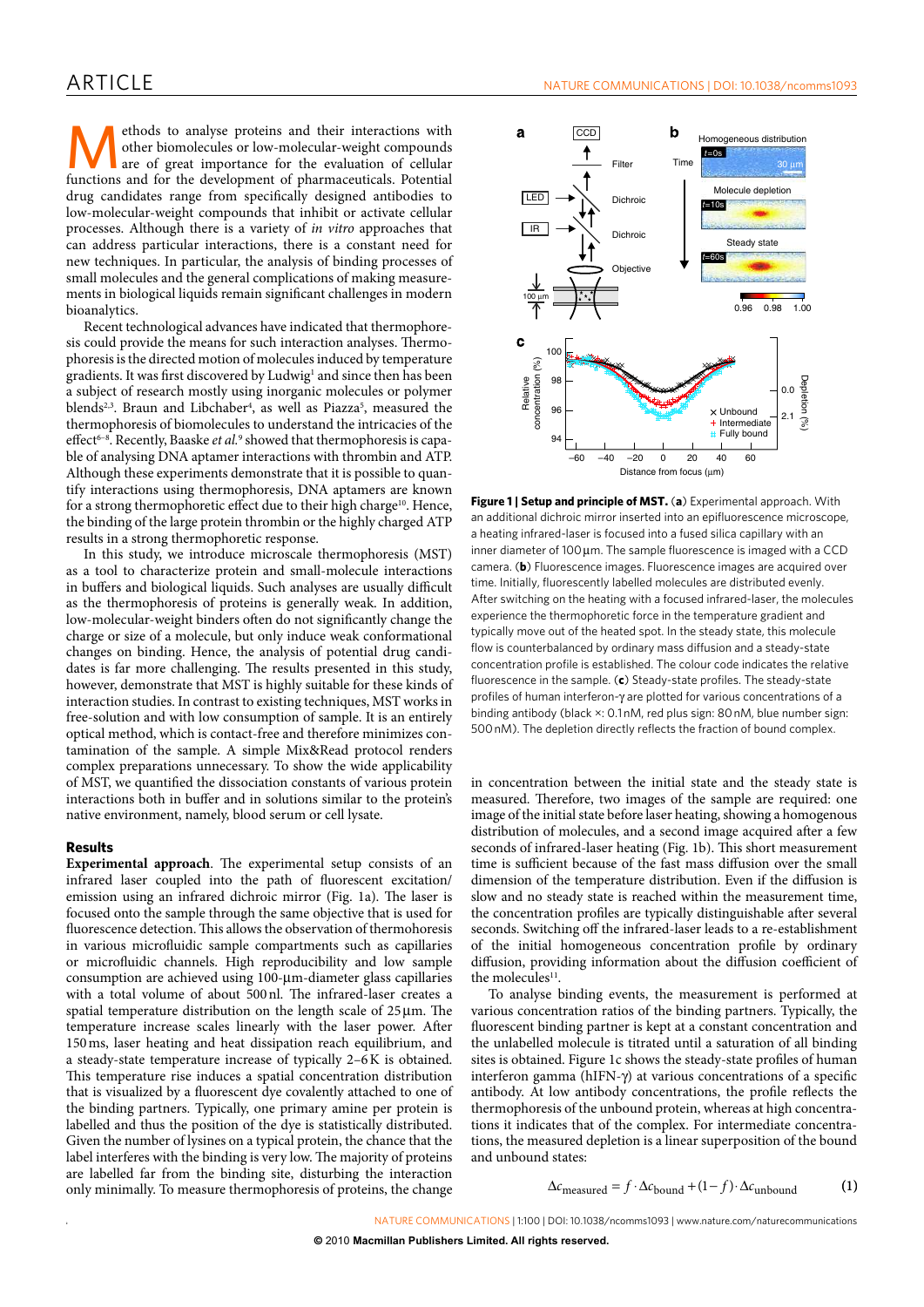Methods to analyse proteins and their interactions with other biomolecules or low-molecular-weight compounds are of great importance for the evaluation of cellular functions and for the development of pharmaceuticals. Potential drug candidates range from specifically designed antibodies to low-molecular-weight compounds that inhibit or activate cellular processes. Although there is a variety of *in vitro* approaches that can address particular interactions, there is a constant need for new techniques. In particular, the analysis of binding processes of small molecules and the general complications of making measurements in biological liquids remain significant challenges in modern bioanalytics.

Recent technological advances have indicated that thermophoresis could provide the means for such interaction analyses. Thermophoresis is the directed motion of molecules induced by temperature gradients. It was first discovered by Ludwig[1] and since then has been a subject of research mostly using inorganic molecules or polymer blends[2,3]. Braun and Libchaber[4], as well as Piazza[5], measured the thermophoresis of biomolecules to understand the intricacies of the effect[6–8]. Recently, Baaske *et al.*[9] showed that thermophoresis is capable of analysing DNA aptamer interactions with thrombin and ATP. Although these experiments demonstrate that it is possible to quantify interactions using thermophoresis, DNA aptamers are known for a strong thermophoretic effect due to their high charge[10]. Hence, the binding of the large protein thrombin or the highly charged ATP results in a strong thermophoretic response.

In this study, we introduce microscale thermophoresis (MST) as a tool to characterize protein and small-molecule interactions in buffers and biological liquids. Such analyses are usually difficult as the thermophoresis of proteins is generally weak. In addition, low-molecular-weight binders often do not significantly change the charge or size of a molecule, but only induce weak conformational changes on binding. Hence, the analysis of potential drug candidates is far more challenging. The results presented in this study, however, demonstrate that MST is highly suitable for these kinds of interaction studies. In contrast to existing techniques, MST works in free-solution and with low consumption of sample. It is an entirely optical method, which is contact-free and therefore minimizes contamination of the sample. A simple Mix&Read protocol renders complex preparations unnecessary. To show the wide applicability of MST, we quantified the dissociation constants of various protein interactions both in buffer and in solutions similar to the protein's native environment, namely, blood serum or cell lysate.

## Results

**Experimental approach**. The experimental setup consists of an infrared laser coupled into the path of fluorescent excitation/emission using an infrared dichroic mirror (Fig. 1a). The laser is focused onto the sample through the same objective that is used for fluorescence detection. This allows the observation of thermophoresis in various microfluidic sample compartments such as capillaries or microfluidic channels. High reproducibility and low sample consumption are achieved using 100-µm-diameter glass capillaries with a total volume of about 500 nl. The infrared-laser creates a spatial temperature distribution on the length scale of 25 µm. The temperature increase scales linearly with the laser power. After 150 ms, laser heating and heat dissipation reach equilibrium, and a steady-state temperature increase of typically 2–6 K is obtained. This temperature rise induces a spatial concentration distribution that is visualized by a fluorescent dye covalently attached to one of the binding partners. Typically, one primary amine per protein is labelled and thus the position of the dye is statistically distributed. Given the number of lysines on a typical protein, the chance that the label interferes with the binding is very low. The majority of proteins are labelled far from the binding site, disturbing the interaction only minimally. To measure thermophoresis of proteins, the change in concentration between the initial state and the steady state is measured. Therefore, two images of the sample are required: one image of the initial state before laser heating, showing a homogenous distribution of molecules, and a second image acquired after a few seconds of infrared-laser heating (Fig. 1b). This short measurement time is sufficient because of the fast mass diffusion over the small dimension of the temperature distribution. Even if the diffusion is slow and no steady state is reached within the measurement time, the concentration profiles are typically distinguishable after several seconds. Switching off the infrared-laser leads to a re-establishment of the initial homogeneous concentration profile by ordinary diffusion, providing information about the diffusion coefficient of the molecules[11].

a
CCD
Filter
LED
Dichroic
IR
Dichroic
Objective
100 µm

b
Time
Homogeneous distribution
t=0s
30 µm
Molecule depletion
t=10s
Steady state
t=60s
0.96 0.98 1.00

c
Relative concentration (%)
100
98
96
94
−60 −40 −20 0 20 40 60
Distance from focus (µm)
× Unbound
+ Intermediate
Fully bound
0.0
2.1
Depletion (%)

**Figure 1 | Setup and principle of MST.** (**a**) Experimental approach. With an additional dichroic mirror inserted into an epifluorescence microscope, a heating infrared-laser is focused into a fused silica capillary with an inner diameter of 100 µm. The sample fluorescence is imaged with a CCD camera. (**b**) Fluorescence images. Fluorescence images are acquired over time. Initially, fluorescently labelled molecules are distributed evenly. After switching on the heating with a focused infrared-laser, the molecules experience the thermophoretic force in the temperature gradient and typically move out of the heated spot. In the steady state, this molecule flow is counterbalanced by ordinary mass diffusion and a steady-state concentration profile is established. The colour code indicates the relative fluorescence in the sample. (**c**) Steady-state profiles. The steady-state profiles of human interferon-γ are plotted for various concentrations of a binding antibody (black ×: 0.1 nM, red plus sign: 80 nM, blue number sign: 500 nM). The depletion directly reflects the fraction of bound complex.

To analyse binding events, the measurement is performed at various concentration ratios of the binding partners. Typically, the fluorescent binding partner is kept at a constant concentration and the unlabelled molecule is titrated until a saturation of all binding sites is obtained. Figure 1c shows the steady-state profiles of human interferon gamma (hIFN-γ) at various concentrations of a specific antibody. At low antibody concentrations, the profile reflects the thermophoresis of the unbound protein, whereas at high concentrations it indicates that of the complex. For intermediate concentrations, the measured depletion is a linear superposition of the bound and unbound states:

$$\Delta c_{\text{measured}} = f \cdot \Delta c_{\text{bound}} + (1 - f) \cdot \Delta c_{\text{unbound}} \qquad (1)$$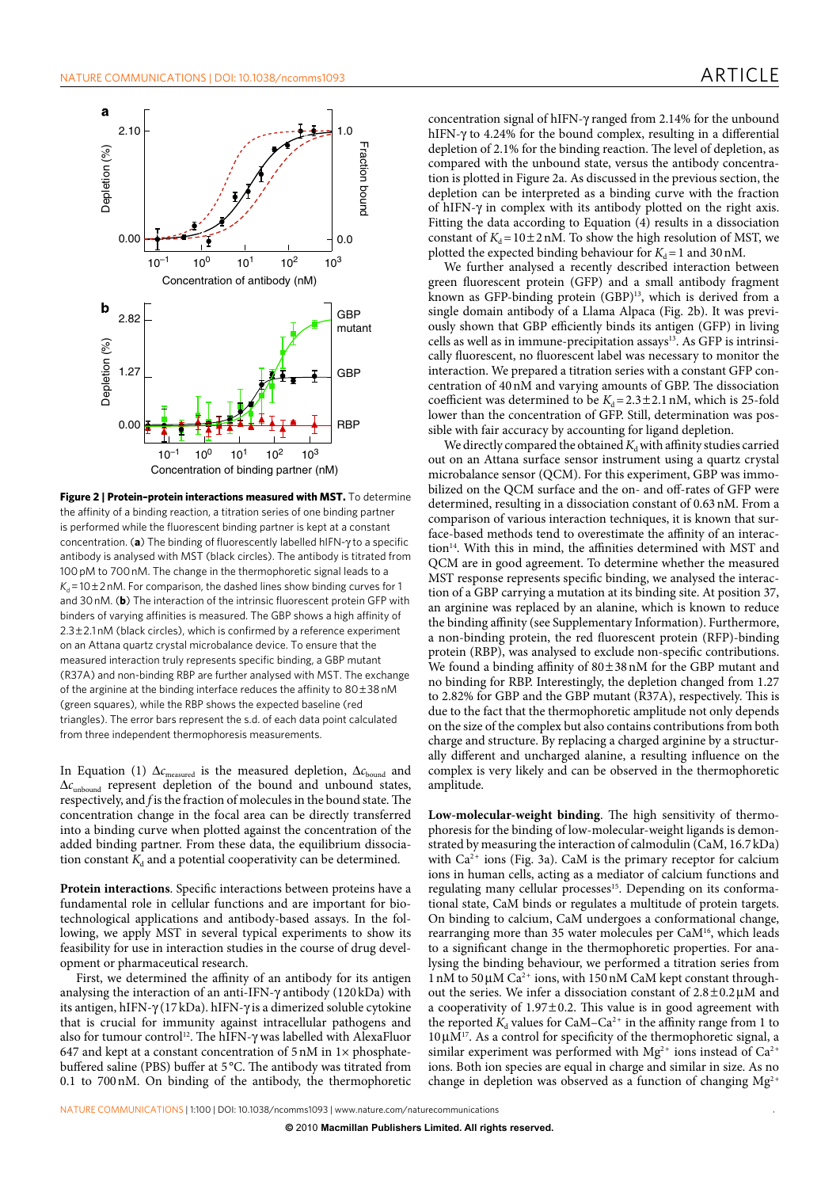**Figure 2 | Protein–protein interactions measured with MST.** To determine the affinity of a binding reaction, a titration series of one binding partner is performed while the fluorescent binding partner is kept at a constant concentration. (**a**) The binding of fluorescently labelled hIFN-γ to a specific antibody is analysed with MST (black circles). The antibody is titrated from 100 pM to 700 nM. The change in the thermophoretic signal leads to a $K_d = 10 \pm 2$ nM. For comparison, the dashed lines show binding curves for 1 and 30 nM. (**b**) The interaction of the intrinsic fluorescent protein GFP with binders of varying affinities is measured. The GBP shows a high affinity of $2.3 \pm 2.1$ nM (black circles), which is confirmed by a reference experiment on an Attana quartz crystal microbalance device. To ensure that the measured interaction truly represents specific binding, a GBP mutant (R37A) and non-binding RBP are further analysed with MST. The exchange of the arginine at the binding interface reduces the affinity to $80 \pm 38$ nM (green squares), while the RBP shows the expected baseline (red triangles). The error bars represent the s.d. of each data point calculated from three independent thermophoresis measurements.

In Equation (1) $\Delta c_{measured}$ is the measured depletion, $\Delta c_{bound}$ and $\Delta c_{unbound}$ represent depletion of the bound and unbound states, respectively, and $f$ is the fraction of molecules in the bound state. The concentration change in the focal area can be directly transferred into a binding curve when plotted against the concentration of the added binding partner. From these data, the equilibrium dissociation constant $K_d$ and a potential cooperativity can be determined.

**Protein interactions**. Specific interactions between proteins have a fundamental role in cellular functions and are important for biotechnological applications and antibody-based assays. In the following, we apply MST in several typical experiments to show its feasibility for use in interaction studies in the course of drug development or pharmaceutical research.

First, we determined the affinity of an antibody for its antigen analysing the interaction of an anti-IFN-γ antibody (120 kDa) with its antigen, hIFN-γ (17 kDa). hIFN-γ is a dimerized soluble cytokine that is crucial for immunity against intracellular pathogens and also for tumour control[12]. The hIFN-γ was labelled with AlexaFluor 647 and kept at a constant concentration of 5 nM in 1× phosphate-buffered saline (PBS) buffer at 5 °C. The antibody was titrated from 0.1 to 700 nM. On binding of the antibody, the thermophoretic concentration signal of hIFN-γ ranged from 2.14% for the unbound hIFN-γ to 4.24% for the bound complex, resulting in a differential depletion of 2.1% for the binding reaction. The level of depletion, as compared with the unbound state, versus the antibody concentration is plotted in Figure 2a. As discussed in the previous section, the depletion can be interpreted as a binding curve with the fraction of hIFN-γ in complex with its antibody plotted on the right axis. Fitting the data according to Equation (4) results in a dissociation constant of $K_d = 10 \pm 2$ nM. To show the high resolution of MST, we plotted the expected binding behaviour for $K_d = 1$ and 30 nM.

We further analysed a recently described interaction between green fluorescent protein (GFP) and a small antibody fragment known as GFP-binding protein (GBP)[13], which is derived from a single domain antibody of a Llama Alpaca (Fig. 2b). It was previously shown that GBP efficiently binds its antigen (GFP) in living cells as well as in immune-precipitation assays[13]. As GFP is intrinsically fluorescent, no fluorescent label was necessary to monitor the interaction. We prepared a titration series with a constant GFP concentration of 40 nM and varying amounts of GBP. The dissociation coefficient was determined to be $K_d = 2.3 \pm 2.1$ nM, which is 25-fold lower than the concentration of GFP. Still, determination was possible with fair accuracy by accounting for ligand depletion.

We directly compared the obtained $K_d$ with affinity studies carried out on an Attana surface sensor instrument using a quartz crystal microbalance sensor (QCM). For this experiment, GBP was immobilized on the QCM surface and the on- and off-rates of GFP were determined, resulting in a dissociation constant of 0.63 nM. From a comparison of various interaction techniques, it is known that surface-based methods tend to overestimate the affinity of an interaction[14]. With this in mind, the affinities determined with MST and QCM are in good agreement. To determine whether the measured MST response represents specific binding, we analysed the interaction of a GBP carrying a mutation at its binding site. At position 37, an arginine was replaced by an alanine, which is known to reduce the binding affinity (see Supplementary Information). Furthermore, a non-binding protein, the red fluorescent protein (RFP)-binding protein (RBP), was analysed to exclude non-specific contributions. We found a binding affinity of $80 \pm 38$ nM for the GBP mutant and no binding for RBP. Interestingly, the depletion changed from 1.27 to 2.82% for GBP and the GBP mutant (R37A), respectively. This is due to the fact that the thermophoretic amplitude not only depends on the size of the complex but also contains contributions from both charge and structure. By replacing a charged arginine by a structurally different and uncharged alanine, a resulting influence on the complex is very likely and can be observed in the thermophoretic amplitude.

**Low-molecular-weight binding**. The high sensitivity of thermophoresis for the binding of low-molecular-weight ligands is demonstrated by measuring the interaction of calmodulin (CaM, 16.7 kDa) with $Ca^{2+}$ ions (Fig. 3a). CaM is the primary receptor for calcium ions in human cells, acting as a mediator of calcium functions and regulating many cellular processes[15]. Depending on its conformational state, CaM binds or regulates a multitude of protein targets. On binding to calcium, CaM undergoes a conformational change, rearranging more than 35 water molecules per CaM[16], which leads to a significant change in the thermophoretic properties. For analysing the binding behaviour, we performed a titration series from 1 nM to 50 μM $Ca^{2+}$ ions, with 150 nM CaM kept constant throughout the series. We infer a dissociation constant of $2.8 \pm 0.2$ μM and a cooperativity of $1.97 \pm 0.2$. This value is in good agreement with the reported $K_d$ values for CaM–$Ca^{2+}$ in the affinity range from 1 to 10 μM[17]. As a control for specificity of the thermophoretic signal, a similar experiment was performed with $Mg^{2+}$ ions instead of $Ca^{2+}$ ions. Both ion species are equal in charge and similar in size. As no change in depletion was observed as a function of changing $Mg^{2+}$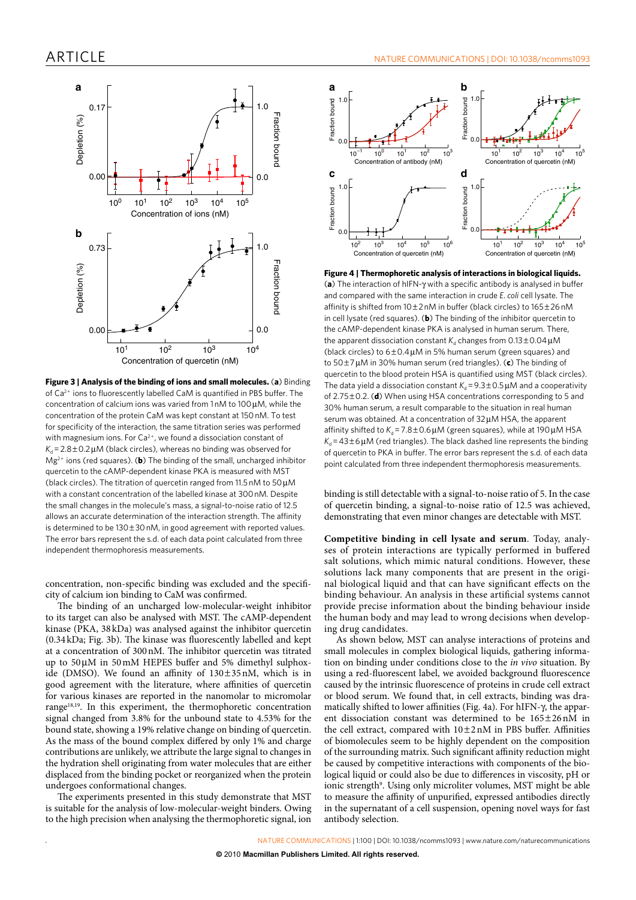**Figure 3 | Analysis of the binding of ions and small molecules.** (**a**) Binding of $Ca^{2+}$ ions to fluorescently labelled CaM is quantified in PBS buffer. The concentration of calcium ions was varied from 1 nM to 100 μM, while the concentration of the protein CaM was kept constant at 150 nM. To test for specificity of the interaction, the same titration series was performed with magnesium ions. For $Ca^{2+}$, we found a dissociation constant of $K_d$ = 2.8 ± 0.2 μM (black circles), whereas no binding was observed for $Mg^{2+}$ ions (red squares). (**b**) The binding of the small, uncharged inhibitor quercetin to the cAMP-dependent kinase PKA is measured with MST (black circles). The titration of quercetin ranged from 11.5 nM to 50 μM with a constant concentration of the labelled kinase at 300 nM. Despite the small changes in the molecule's mass, a signal-to-noise ratio of 12.5 allows an accurate determination of the interaction strength. The affinity is determined to be 130 ± 30 nM, in good agreement with reported values. The error bars represent the s.d. of each data point calculated from three independent thermophoresis measurements.

concentration, non-specific binding was excluded and the specificity of calcium ion binding to CaM was confirmed.

The binding of an uncharged low-molecular-weight inhibitor to its target can also be analysed with MST. The cAMP-dependent kinase (PKA, 38 kDa) was analysed against the inhibitor quercetin (0.34 kDa; Fig. 3b). The kinase was fluorescently labelled and kept at a concentration of 300 nM. The inhibitor quercetin was titrated up to 50 μM in 50 mM HEPES buffer and 5% dimethyl sulphoxide (DMSO). We found an affinity of 130 ± 35 nM, which is in good agreement with the literature, where affinities of quercetin for various kinases are reported in the nanomolar to micromolar range[18,19]. In this experiment, the thermophoretic concentration signal changed from 3.8% for the unbound state to 4.53% for the bound state, showing a 19% relative change on binding of quercetin. As the mass of the bound complex differed by only 1% and charge contributions are unlikely, we attribute the large signal to changes in the hydration shell originating from water molecules that are either displaced from the binding pocket or reorganized when the protein undergoes conformational changes.

The experiments presented in this study demonstrate that MST is suitable for the analysis of low-molecular-weight binders. Owing to the high precision when analysing the thermophoretic signal, ion binding is still detectable with a signal-to-noise ratio of 5. In the case of quercetin binding, a signal-to-noise ratio of 12.5 was achieved, demonstrating that even minor changes are detectable with MST.

**Figure 4 | Thermophoretic analysis of interactions in biological liquids.** (**a**) The interaction of hIFN-γ with a specific antibody is analysed in buffer and compared with the same interaction in crude *E. coli* cell lysate. The affinity is shifted from 10 ± 2 nM in buffer (black circles) to 165 ± 26 nM in cell lysate (red squares). (**b**) The binding of the inhibitor quercetin to the cAMP-dependent kinase PKA is analysed in human serum. There, the apparent dissociation constant $K_d$ changes from 0.13 ± 0.04 μM (black circles) to 6 ± 0.4 μM in 5% human serum (green squares) and to 50 ± 7 μM in 30% human serum (red triangles). (**c**) The binding of quercetin to the blood protein HSA is quantified using MST (black circles). The data yield a dissociation constant $K_d$ = 9.3 ± 0.5 μM and a cooperativity of 2.75 ± 0.2. (**d**) When using HSA concentrations corresponding to 5 and 30% human serum, a result comparable to the situation in real human serum was obtained. At a concentration of 32 μM HSA, the apparent affinity shifted to $K_d$ = 7.8 ± 0.6 μM (green squares), while at 190 μM HSA $K_d$ = 43 ± 6 μM (red triangles). The black dashed line represents the binding of quercetin to PKA in buffer. The error bars represent the s.d. of each data point calculated from three independent thermophoresis measurements.

**Competitive binding in cell lysate and serum**. Today, analyses of protein interactions are typically performed in buffered salt solutions, which mimic natural conditions. However, these solutions lack many components that are present in the original biological liquid and that can have significant effects on the binding behaviour. An analysis in these artificial systems cannot provide precise information about the binding behaviour inside the human body and may lead to wrong decisions when developing drug candidates.

As shown below, MST can analyse interactions of proteins and small molecules in complex biological liquids, gathering information on binding under conditions close to the *in vivo* situation. By using a red-fluorescent label, we avoided background fluorescence caused by the intrinsic fluorescence of proteins in crude cell extract or blood serum. We found that, in cell extracts, binding was dramatically shifted to lower affinities (Fig. 4a). For hIFN-γ, the apparent dissociation constant was determined to be 165 ± 26 nM in the cell extract, compared with 10 ± 2 nM in PBS buffer. Affinities of biomolecules seem to be highly dependent on the composition of the surrounding matrix. Such significant affinity reduction might be caused by competitive interactions with components of the biological liquid or could also be due to differences in viscosity, pH or ionic strength[9]. Using only microliter volumes, MST might be able to measure the affinity of unpurified, expressed antibodies directly in the supernatant of a cell suspension, opening novel ways for fast antibody selection.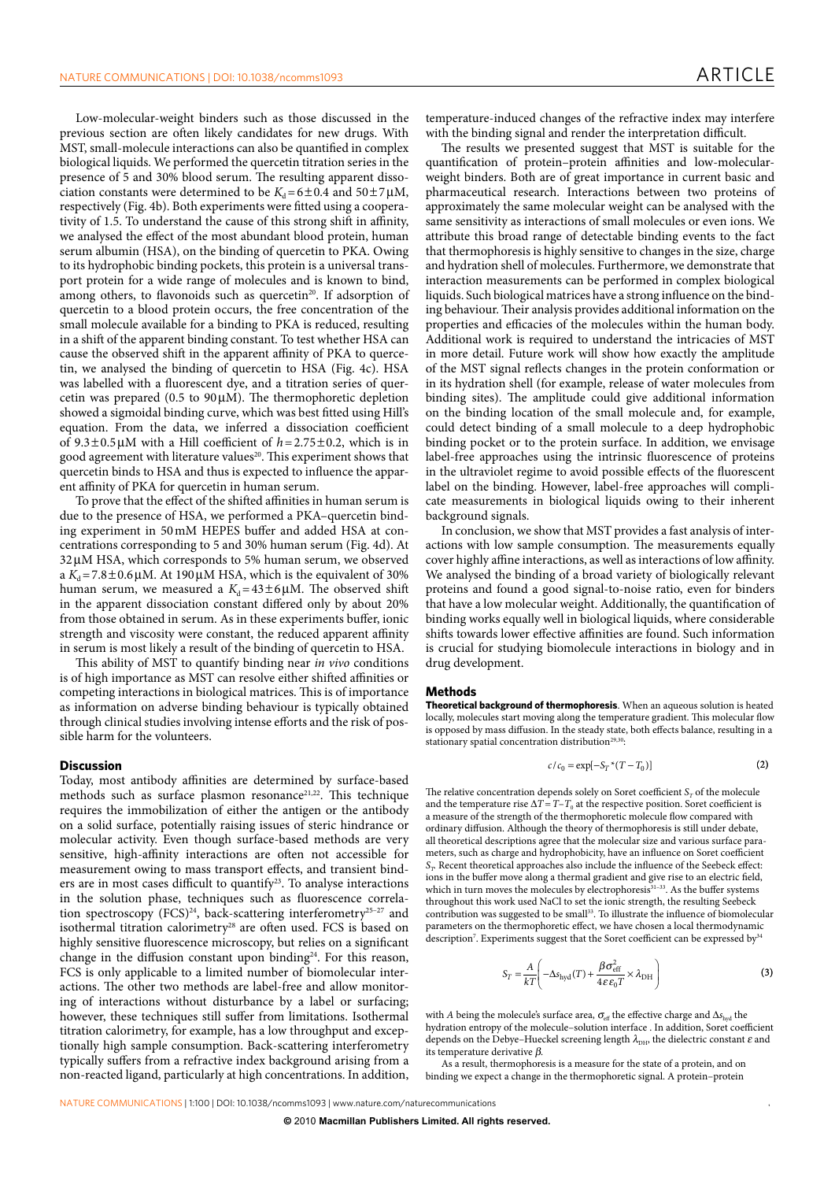Low-molecular-weight binders such as those discussed in the previous section are often likely candidates for new drugs. With MST, small-molecule interactions can also be quantified in complex biological liquids. We performed the quercetin titration series in the presence of 5 and 30% blood serum. The resulting apparent dissociation constants were determined to be $K_d = 6 \pm 0.4$ and $50 \pm 7\,\mu$M, respectively (Fig. 4b). Both experiments were fitted using a cooperativity of 1.5. To understand the cause of this strong shift in affinity, we analysed the effect of the most abundant blood protein, human serum albumin (HSA), on the binding of quercetin to PKA. Owing to its hydrophobic binding pockets, this protein is a universal transport protein for a wide range of molecules and is known to bind, among others, to flavonoids such as quercetin[20]. If adsorption of quercetin to a blood protein occurs, the free concentration of the small molecule available for a binding to PKA is reduced, resulting in a shift of the apparent binding constant. To test whether HSA can cause the observed shift in the apparent affinity of PKA to quercetin, we analysed the binding of quercetin to HSA (Fig. 4c). HSA was labelled with a fluorescent dye, and a titration series of quercetin was prepared (0.5 to $90\,\mu$M). The thermophoretic depletion showed a sigmoidal binding curve, which was best fitted using Hill's equation. From the data, we inferred a dissociation coefficient of $9.3 \pm 0.5\,\mu$M with a Hill coefficient of $h = 2.75 \pm 0.2$, which is in good agreement with literature values[20]. This experiment shows that quercetin binds to HSA and thus is expected to influence the apparent affinity of PKA for quercetin in human serum.

To prove that the effect of the shifted affinities in human serum is due to the presence of HSA, we performed a PKA–quercetin binding experiment in 50 mM HEPES buffer and added HSA at concentrations corresponding to 5 and 30% human serum (Fig. 4d). At $32\,\mu$M HSA, which corresponds to 5% human serum, we observed a $K_d = 7.8 \pm 0.6\,\mu$M. At $190\,\mu$M HSA, which is the equivalent of 30% human serum, we measured a $K_d = 43 \pm 6\,\mu$M. The observed shift in the apparent dissociation constant differed only by about 20% from those obtained in serum. As in these experiments buffer, ionic strength and viscosity were constant, the reduced apparent affinity in serum is most likely a result of the binding of quercetin to HSA.

This ability of MST to quantify binding near *in vivo* conditions is of high importance as MST can resolve either shifted affinities or competing interactions in biological matrices. This is of importance as information on adverse binding behaviour is typically obtained through clinical studies involving intense efforts and the risk of possible harm for the volunteers.

## Discussion

Today, most antibody affinities are determined by surface-based methods such as surface plasmon resonance[21,22]. This technique requires the immobilization of either the antigen or the antibody on a solid surface, potentially raising issues of steric hindrance or molecular activity. Even though surface-based methods are very sensitive, high-affinity interactions are often not accessible for measurement owing to mass transport effects, and transient binders are in most cases difficult to quantify[23]. To analyse interactions in the solution phase, techniques such as fluorescence correlation spectroscopy (FCS)[24], back-scattering interferometry[25–27] and isothermal titration calorimetry[28] are often used. FCS is based on highly sensitive fluorescence microscopy, but relies on a significant change in the diffusion constant upon binding[24]. For this reason, FCS is only applicable to a limited number of biomolecular interactions. The other two methods are label-free and allow monitoring of interactions without disturbance by a label or surfacing; however, these techniques still suffer from limitations. Isothermal titration calorimetry, for example, has a low throughput and exceptionally high sample consumption. Back-scattering interferometry typically suffers from a refractive index background arising from a non-reacted ligand, particularly at high concentrations. In addition, temperature-induced changes of the refractive index may interfere with the binding signal and render the interpretation difficult.

The results we presented suggest that MST is suitable for the quantification of protein–protein affinities and low-molecular-weight binders. Both are of great importance in current basic and pharmaceutical research. Interactions between two proteins of approximately the same molecular weight can be analysed with the same sensitivity as interactions of small molecules or even ions. We attribute this broad range of detectable binding events to the fact that thermophoresis is highly sensitive to changes in the size, charge and hydration shell of molecules. Furthermore, we demonstrate that interaction measurements can be performed in complex biological liquids. Such biological matrices have a strong influence on the binding behaviour. Their analysis provides additional information on the properties and efficacies of the molecules within the human body. Additional work is required to understand the intricacies of MST in more detail. Future work will show how exactly the amplitude of the MST signal reflects changes in the protein conformation or in its hydration shell (for example, release of water molecules from binding sites). The amplitude could give additional information on the binding location of the small molecule and, for example, could detect binding of a small molecule to a deep hydrophobic binding pocket or to the protein surface. In addition, we envisage label-free approaches using the intrinsic fluorescence of proteins in the ultraviolet regime to avoid possible effects of the fluorescent label on the binding. However, label-free approaches will complicate measurements in biological liquids owing to their inherent background signals.

In conclusion, we show that MST provides a fast analysis of interactions with low sample consumption. The measurements equally cover highly affine interactions, as well as interactions of low affinity. We analysed the binding of a broad variety of biologically relevant proteins and found a good signal-to-noise ratio, even for binders that have a low molecular weight. Additionally, the quantification of binding works equally well in biological liquids, where considerable shifts towards lower effective affinities are found. Such information is crucial for studying biomolecule interactions in biology and in drug development.

## Methods

**Theoretical background of thermophoresis**. When an aqueous solution is heated locally, molecules start moving along the temperature gradient. This molecular flow is opposed by mass diffusion. In the steady state, both effects balance, resulting in a stationary spatial concentration distribution[29,30]:

$$c/c_0 = \exp[-S_T * (T - T_0)] \tag{2}$$

The relative concentration depends solely on Soret coefficient $S_T$ of the molecule and the temperature rise $\Delta T = T - T_0$ at the respective position. Soret coefficient is a measure of the strength of the thermophoretic molecule flow compared with ordinary diffusion. Although the theory of thermophoresis is still under debate, all theoretical descriptions agree that the molecular size and various surface parameters, such as charge and hydrophobicity, have an influence on Soret coefficient $S_T$. Recent theoretical approaches also include the influence of the Seebeck effect: ions in the buffer move along a thermal gradient and give rise to an electric field, which in turn moves the molecules by electrophoresis[31–33]. As the buffer systems throughout this work used NaCl to set the ionic strength, the resulting Seebeck contribution was suggested to be small[33]. To illustrate the influence of biomolecular parameters on the thermophoretic effect, we have chosen a local thermodynamic description[7]. Experiments suggest that the Soret coefficient can be expressed by[34]

$$S_T = \frac{A}{kT}\left(-\Delta s_{\mathrm{hyd}}(T) + \frac{\beta \sigma_{\mathrm{eff}}^2}{4\varepsilon\varepsilon_0 T} \times \lambda_{\mathrm{DH}}\right) \tag{3}$$

with $A$ being the molecule's surface area, $\sigma_{\mathrm{eff}}$ the effective charge and $\Delta s_{\mathrm{hyd}}$ the hydration entropy of the molecule–solution interface . In addition, Soret coefficient depends on the Debye–Hueckel screening length $\lambda_{\mathrm{DH}}$, the dielectric constant $\varepsilon$ and its temperature derivative $\beta$.

As a result, thermophoresis is a measure for the state of a protein, and on binding we expect a change in the thermophoretic signal. A protein–protein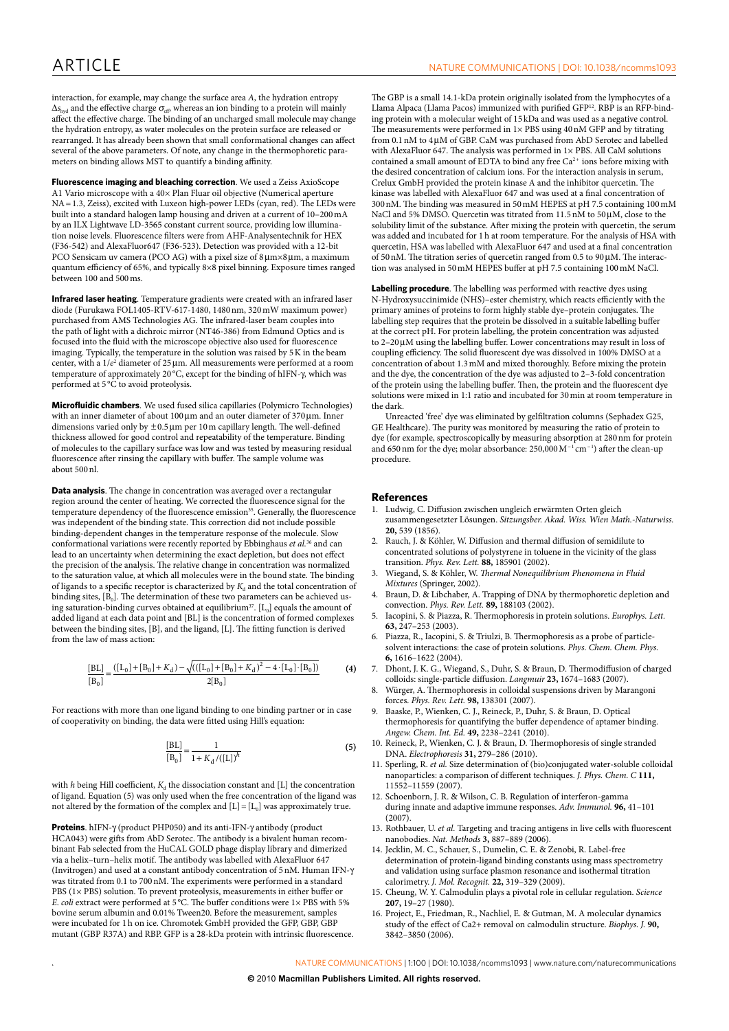interaction, for example, may change the surface area $A$, the hydration entropy $\Delta s_{hyd}$ and the effective charge $\sigma_{eff}$, whereas an ion binding to a protein will mainly affect the effective charge. The binding of an uncharged small molecule may change the hydration entropy, as water molecules on the protein surface are released or rearranged. It has already been shown that small conformational changes can affect several of the above parameters. Of note, any change in the thermophoretic parameters on binding allows MST to quantify a binding affinity.

**Fluorescence imaging and bleaching correction**. We used a Zeiss AxioScope A1 Vario microscope with a 40× Plan Fluar oil objective (Numerical aperture NA = 1.3, Zeiss), excited with Luxeon high-power LEDs (cyan, red). The LEDs were built into a standard halogen lamp housing and driven at a current of 10–200 mA by an ILX Lightwave LD-3565 constant current source, providing low illumination noise levels. Fluorescence filters were from AHF-Analysentechnik for HEX (F36-542) and AlexaFluor647 (F36-523). Detection was provided with a 12-bit PCO Sensicam uv camera (PCO AG) with a pixel size of 8 µm×8 µm, a maximum quantum efficiency of 65%, and typically 8×8 pixel binning. Exposure times ranged between 100 and 500 ms.

**Infrared laser heating**. Temperature gradients were created with an infrared laser diode (Furukawa FOL1405-RTV-617-1480, 1480 nm, 320 mW maximum power) purchased from AMS Technologies AG. The infrared-laser beam couples into the path of light with a dichroic mirror (NT46-386) from Edmund Optics and is focused into the fluid with the microscope objective also used for fluorescence imaging. Typically, the temperature in the solution was raised by 5 K in the beam center, with a $1/e^2$ diameter of 25 µm. All measurements were performed at a room temperature of approximately 20 °C, except for the binding of hIFN-γ, which was performed at 5 °C to avoid proteolysis.

**Microfluidic chambers**. We used fused silica capillaries (Polymicro Technologies) with an inner diameter of about 100 µm and an outer diameter of 370 µm. Inner dimensions varied only by ±0.5 µm per 10 m capillary length. The well-defined thickness allowed for good control and repeatability of the temperature. Binding of molecules to the capillary surface was low and was tested by measuring residual fluorescence after rinsing the capillary with buffer. The sample volume was about 500 nl.

**Data analysis**. The change in concentration was averaged over a rectangular region around the center of heating. We corrected the fluorescence signal for the temperature dependency of the fluorescence emission[35]. Generally, the fluorescence was independent of the binding state. This correction did not include possible binding-dependent changes in the temperature response of the molecule. Slow conformational variations were recently reported by Ebbinghaus *et al.*[36] and can lead to an uncertainty when determining the exact depletion, but does not effect the precision of the analysis. The relative change in concentration was normalized to the saturation value, at which all molecules were in the bound state. The binding of ligands to a specific receptor is characterized by $K_d$ and the total concentration of binding sites, $[B_0]$. The determination of these two parameters can be achieved using saturation-binding curves obtained at equilibrium[37]. $[L_0]$ equals the amount of added ligand at each data point and [BL] is the concentration of formed complexes between the binding sites, [B], and the ligand, [L]. The fitting function is derived from the law of mass action:

$$\frac{[BL]}{[B_0]} = \frac{([L_0]+[B_0]+K_d) - \sqrt{(([L_0]+[B_0]+K_d)^2 - 4\cdot[L_0]\cdot[B_0])}}{2[B_0]} \tag{4}$$

For reactions with more than one ligand binding to one binding partner or in case of cooperativity on binding, the data were fitted using Hill's equation:

$$\frac{[BL]}{[B_0]} = \frac{1}{1 + K_d/([L])^h} \tag{5}$$

with $h$ being Hill coefficient, $K_d$ the dissociation constant and [L] the concentration of ligand. Equation (5) was only used when the free concentration of the ligand was not altered by the formation of the complex and $[L] = [L_0]$ was approximately true.

**Proteins**. hIFN-γ (product PHP050) and its anti-IFN-γ antibody (product HCA043) were gifts from AbD Serotec. The antibody is a bivalent human recombinant Fab selected from the HuCAL GOLD phage display library and dimerized via a helix–turn–helix motif. The antibody was labelled with AlexaFluor 647 (Invitrogen) and used at a constant antibody concentration of 5 nM. Human IFN-γ was titrated from 0.1 to 700 nM. The experiments were performed in a standard PBS (1× PBS) solution. To prevent proteolysis, measurements in either buffer or *E. coli* extract were performed at 5 °C. The buffer conditions were 1× PBS with 5% bovine serum albumin and 0.01% Tween20. Before the measurement, samples were incubated for 1 h on ice. Chromotek GmbH provided the GFP, GBP, GBP mutant (GBP R37A) and RBP. GFP is a 28-kDa protein with intrinsic fluorescence. The GBP is a small 14.1-kDa protein originally isolated from the lymphocytes of a Llama Alpaca (Llama Pacos) immunized with purified GFP[12]. RBP is an RFP-binding protein with a molecular weight of 15 kDa and was used as a negative control. The measurements were performed in 1× PBS using 40 nM GFP and by titrating from 0.1 nM to 4 µM of GBP. CaM was purchased from AbD Serotec and labelled with AlexaFluor 647. The analysis was performed in 1× PBS. All CaM solutions contained a small amount of EDTA to bind any free $Ca^{2+}$ ions before mixing with the desired concentration of calcium ions. For the interaction analysis in serum, Crelux GmbH provided the protein kinase A and the inhibitor quercetin. The kinase was labelled with AlexaFluor 647 and was used at a final concentration of 300 nM. The binding was measured in 50 mM HEPES at pH 7.5 containing 100 mM NaCl and 5% DMSO. Quercetin was titrated from 11.5 nM to 50 µM, close to the solubility limit of the substance. After mixing the protein with quercetin, the serum was added and incubated for 1 h at room temperature. For the analysis of HSA with quercetin, HSA was labelled with AlexaFluor 647 and used at a final concentration of 50 nM. The titration series of quercetin ranged from 0.5 to 90 µM. The interaction was analysed in 50 mM HEPES buffer at pH 7.5 containing 100 mM NaCl.

**Labelling procedure**. The labelling was performed with reactive dyes using N-Hydroxysuccinimide (NHS)–ester chemistry, which reacts efficiently with the primary amines of proteins to form highly stable dye–protein conjugates. The labelling step requires that the protein be dissolved in a suitable labelling buffer at the correct pH. For protein labelling, the protein concentration was adjusted to 2–20 µM using the labelling buffer. Lower concentrations may result in loss of coupling efficiency. The solid fluorescent dye was dissolved in 100% DMSO at a concentration of about 1.3 mM and mixed thoroughly. Before mixing the protein and the dye, the concentration of the dye was adjusted to 2–3-fold concentration of the protein using the labelling buffer. Then, the protein and the fluorescent dye solutions were mixed in 1:1 ratio and incubated for 30 min at room temperature in the dark.

Unreacted 'free' dye was eliminated by gelfiltration columns (Sephadex G25, GE Healthcare). The purity was monitored by measuring the ratio of protein to dye (for example, spectroscopically by measuring absorption at 280 nm for protein and 650 nm for the dye; molar absorbance: 250,000 $M^{-1}cm^{-1}$) after the clean-up procedure.

## References

1. Ludwig, C. Diffusion zwischen ungleich erwärmten Orten gleich zusammengesetzter Lösungen. *Sitzungsber. Akad. Wiss. Wien Math.-Naturwiss.* **20,** 539 (1856).
2. Rauch, J. & Köhler, W. Diffusion and thermal diffusion of semidilute to concentrated solutions of polystyrene in toluene in the vicinity of the glass transition. *Phys. Rev. Lett.* **88,** 185901 (2002).
3. Wiegand, S. & Köhler, W. *Thermal Nonequilibrium Phenomena in Fluid Mixtures* (Springer, 2002).
4. Braun, D. & Libchaber, A. Trapping of DNA by thermophoretic depletion and convection. *Phys. Rev. Lett.* **89,** 188103 (2002).
5. Iacopini, S. & Piazza, R. Thermophoresis in protein solutions. *Europhys. Lett.* **63,** 247–253 (2003).
6. Piazza, R., Iacopini, S. & Triulzi, B. Thermophoresis as a probe of particle-solvent interactions: the case of protein solutions. *Phys. Chem. Chem. Phys.* **6,** 1616–1622 (2004).
7. Dhont, J. K. G., Wiegand, S., Duhr, S. & Braun, D. Thermodiffusion of charged colloids: single-particle diffusion. *Langmuir* **23,** 1674–1683 (2007).
8. Würger, A. Thermophoresis in colloidal suspensions driven by Marangoni forces. *Phys. Rev. Lett.* **98,** 138301 (2007).
9. Baaske, P., Wienken, C. J., Reineck, P., Duhr, S. & Braun, D. Optical thermophoresis for quantifying the buffer dependence of aptamer binding. *Angew. Chem. Int. Ed.* **49,** 2238–2241 (2010).
10. Reineck, P., Wienken, C. J. & Braun, D. Thermophoresis of single stranded DNA. *Electrophoresis* **31,** 279–286 (2010).
11. Sperling, R. *et al.* Size determination of (bio)conjugated water-soluble colloidal nanoparticles: a comparison of different techniques. *J. Phys. Chem. C* **111,** 11552–11559 (2007).
12. Schoenborn, J. R. & Wilson, C. B. Regulation of interferon-gamma during innate and adaptive immune responses. *Adv. Immunol.* **96,** 41–101 (2007).
13. Rothbauer, U. *et al.* Targeting and tracing antigens in live cells with fluorescent nanobodies. *Nat. Methods* **3,** 887–889 (2006).
14. Jecklin, M. C., Schauer, S., Dumelin, C. E. & Zenobi, R. Label-free determination of protein-ligand binding constants using mass spectrometry and validation using surface plasmon resonance and isothermal titration calorimetry. *J. Mol. Recognit.* **22,** 319–329 (2009).
15. Cheung, W. Y. Calmodulin plays a pivotal role in cellular regulation. *Science* **207,** 19–27 (1980).
16. Project, E., Friedman, R., Nachliel, E. & Gutman, M. A molecular dynamics study of the effect of Ca2+ removal on calmodulin structure. *Biophys. J.* **90,** 3842–3850 (2006).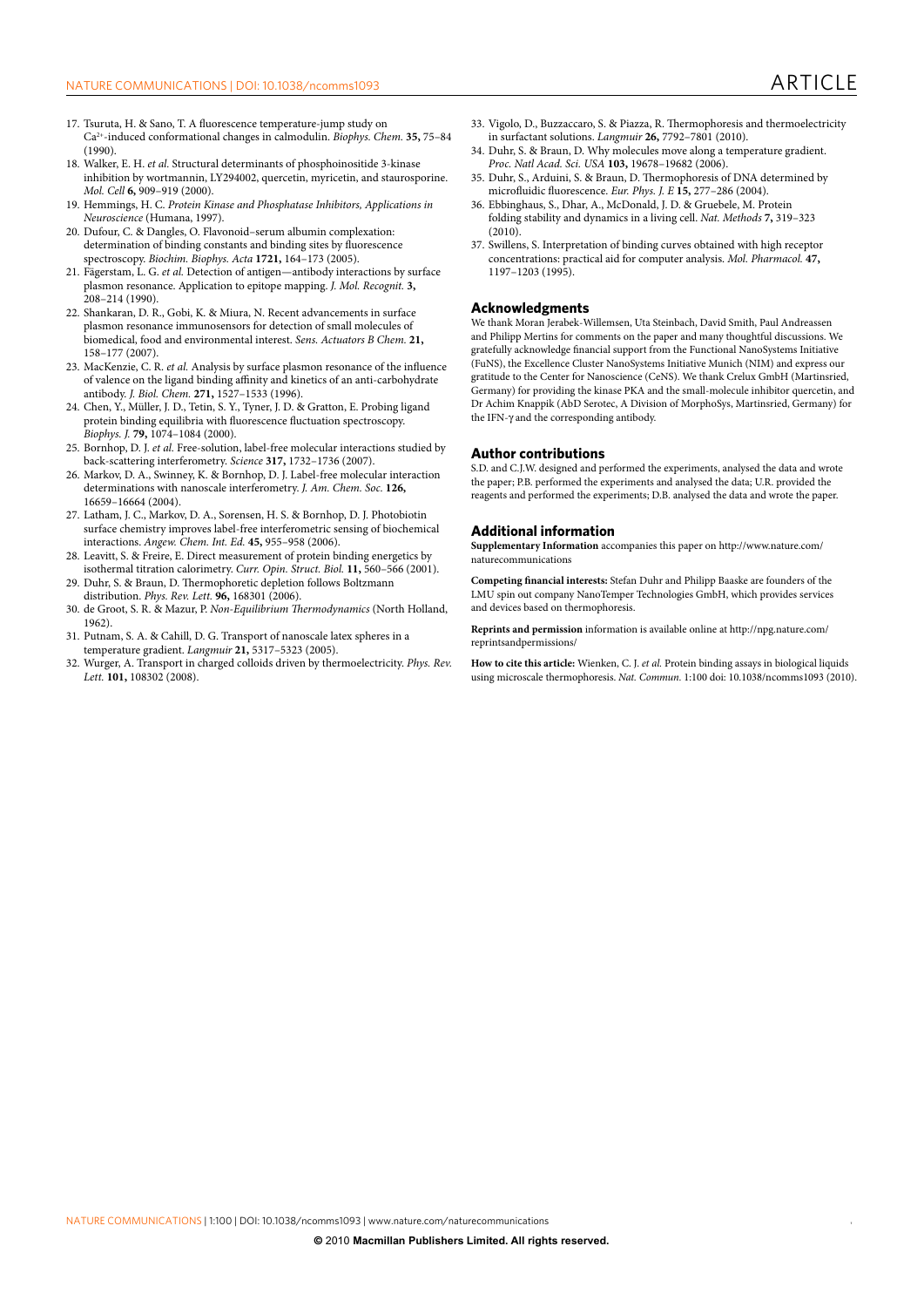17. Tsuruta, H. & Sano, T. A fluorescence temperature-jump study on $Ca^{2+}$-induced conformational changes in calmodulin. *Biophys. Chem.* **35,** 75–84 (1990).
18. Walker, E. H. *et al.* Structural determinants of phosphoinositide 3-kinase inhibition by wortmannin, LY294002, quercetin, myricetin, and staurosporine. *Mol. Cell* **6,** 909–919 (2000).
19. Hemmings, H. C. *Protein Kinase and Phosphatase Inhibitors, Applications in Neuroscience* (Humana, 1997).
20. Dufour, C. & Dangles, O. Flavonoid–serum albumin complexation: determination of binding constants and binding sites by fluorescence spectroscopy. *Biochim. Biophys. Acta* **1721,** 164–173 (2005).
21. Fägerstam, L. G. *et al.* Detection of antigen—antibody interactions by surface plasmon resonance. Application to epitope mapping. *J. Mol. Recognit.* **3,** 208–214 (1990).
22. Shankaran, D. R., Gobi, K. & Miura, N. Recent advancements in surface plasmon resonance immunosensors for detection of small molecules of biomedical, food and environmental interest. *Sens. Actuators B Chem.* **21,** 158–177 (2007).
23. MacKenzie, C. R. *et al.* Analysis by surface plasmon resonance of the influence of valence on the ligand binding affinity and kinetics of an anti-carbohydrate antibody. *J. Biol. Chem.* **271,** 1527–1533 (1996).
24. Chen, Y., Müller, J. D., Tetin, S. Y., Tyner, J. D. & Gratton, E. Probing ligand protein binding equilibria with fluorescence fluctuation spectroscopy. *Biophys. J.* **79,** 1074–1084 (2000).
25. Bornhop, D. J. *et al.* Free-solution, label-free molecular interactions studied by back-scattering interferometry. *Science* **317,** 1732–1736 (2007).
26. Markov, D. A., Swinney, K. & Bornhop, D. J. Label-free molecular interaction determinations with nanoscale interferometry. *J. Am. Chem. Soc.* **126,** 16659–16664 (2004).
27. Latham, J. C., Markov, D. A., Sorensen, H. S. & Bornhop, D. J. Photobiotin surface chemistry improves label-free interferometric sensing of biochemical interactions. *Angew. Chem. Int. Ed.* **45,** 955–958 (2006).
28. Leavitt, S. & Freire, E. Direct measurement of protein binding energetics by isothermal titration calorimetry. *Curr. Opin. Struct. Biol.* **11,** 560–566 (2001).
29. Duhr, S. & Braun, D. Thermophoretic depletion follows Boltzmann distribution. *Phys. Rev. Lett.* **96,** 168301 (2006).
30. de Groot, S. R. & Mazur, P. *Non-Equilibrium Thermodynamics* (North Holland, 1962).
31. Putnam, S. A. & Cahill, D. G. Transport of nanoscale latex spheres in a temperature gradient. *Langmuir* **21,** 5317–5323 (2005).
32. Wurger, A. Transport in charged colloids driven by thermoelectricity. *Phys. Rev. Lett.* **101,** 108302 (2008).
33. Vigolo, D., Buzzaccaro, S. & Piazza, R. Thermophoresis and thermoelectricity in surfactant solutions. *Langmuir* **26,** 7792–7801 (2010).
34. Duhr, S. & Braun, D. Why molecules move along a temperature gradient. *Proc. Natl Acad. Sci. USA* **103,** 19678–19682 (2006).
35. Duhr, S., Arduini, S. & Braun, D. Thermophoresis of DNA determined by microfluidic fluorescence. *Eur. Phys. J. E* **15,** 277–286 (2004).
36. Ebbinghaus, S., Dhar, A., McDonald, J. D. & Gruebele, M. Protein folding stability and dynamics in a living cell. *Nat. Methods* **7,** 319–323 (2010).
37. Swillens, S. Interpretation of binding curves obtained with high receptor concentrations: practical aid for computer analysis. *Mol. Pharmacol.* **47,** 1197–1203 (1995).

## Acknowledgments

We thank Moran Jerabek-Willemsen, Uta Steinbach, David Smith, Paul Andreassen and Philipp Mertins for comments on the paper and many thoughtful discussions. We gratefully acknowledge financial support from the Functional NanoSystems Initiative (FuNS), the Excellence Cluster NanoSystems Initiative Munich (NIM) and express our gratitude to the Center for Nanoscience (CeNS). We thank Crelux GmbH (Martinsried, Germany) for providing the kinase PKA and the small-molecule inhibitor quercetin, and Dr Achim Knappik (AbD Serotec, A Division of MorphoSys, Martinsried, Germany) for the IFN-γ and the corresponding antibody.

## Author contributions

S.D. and C.J.W. designed and performed the experiments, analysed the data and wrote the paper; P.B. performed the experiments and analysed the data; U.R. provided the reagents and performed the experiments; D.B. analysed the data and wrote the paper.

## Additional information

**Supplementary Information** accompanies this paper on http://www.nature.com/naturecommunications

**Competing financial interests:** Stefan Duhr and Philipp Baaske are founders of the LMU spin out company NanoTemper Technologies GmbH, which provides services and devices based on thermophoresis.

**Reprints and permission** information is available online at http://npg.nature.com/reprintsandpermissions/

**How to cite this article:** Wienken, C. J. *et al.* Protein binding assays in biological liquids using microscale thermophoresis. *Nat. Commun.* 1:100 doi: 10.1038/ncomms1093 (2010).